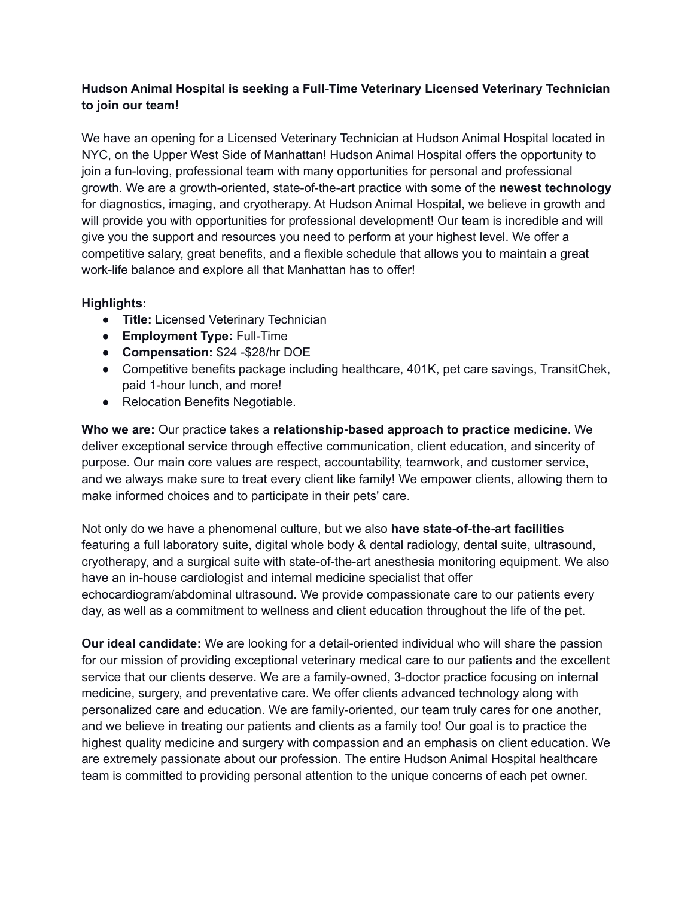**Hudson Animal Hospital is seeking a Full-Time Veterinary Licensed Veterinary Technician to join our team!**

We have an opening for a Licensed Veterinary Technician at Hudson Animal Hospital located in NYC, on the Upper West Side of Manhattan! Hudson Animal Hospital offers the opportunity to join a fun-loving, professional team with many opportunities for personal and professional growth. We are a growth-oriented, state-of-the-art practice with some of the **newest technology** for diagnostics, imaging, and cryotherapy. At Hudson Animal Hospital, we believe in growth and will provide you with opportunities for professional development! Our team is incredible and will give you the support and resources you need to perform at your highest level. We offer a competitive salary, great benefits, and a flexible schedule that allows you to maintain a great work-life balance and explore all that Manhattan has to offer!

**Highlights:**

- **Title:** Licensed Veterinary Technician
- **Employment Type:** Full-Time
- **Compensation:** $24 -$28/hr DOE
- Competitive benefits package including healthcare, 401K, pet care savings, TransitChek, paid 1-hour lunch, and more!
- Relocation Benefits Negotiable.

**Who we are:** Our practice takes a **relationship-based approach to practice medicine**. We deliver exceptional service through effective communication, client education, and sincerity of purpose. Our main core values are respect, accountability, teamwork, and customer service, and we always make sure to treat every client like family! We empower clients, allowing them to make informed choices and to participate in their pets' care.

Not only do we have a phenomenal culture, but we also **have state-of-the-art facilities** featuring a full laboratory suite, digital whole body & dental radiology, dental suite, ultrasound, cryotherapy, and a surgical suite with state-of-the-art anesthesia monitoring equipment. We also have an in-house cardiologist and internal medicine specialist that offer echocardiogram/abdominal ultrasound. We provide compassionate care to our patients every day, as well as a commitment to wellness and client education throughout the life of the pet.

**Our ideal candidate:** We are looking for a detail-oriented individual who will share the passion for our mission of providing exceptional veterinary medical care to our patients and the excellent service that our clients deserve. We are a family-owned, 3-doctor practice focusing on internal medicine, surgery, and preventative care. We offer clients advanced technology along with personalized care and education. We are family-oriented, our team truly cares for one another, and we believe in treating our patients and clients as a family too! Our goal is to practice the highest quality medicine and surgery with compassion and an emphasis on client education. We are extremely passionate about our profession. The entire Hudson Animal Hospital healthcare team is committed to providing personal attention to the unique concerns of each pet owner.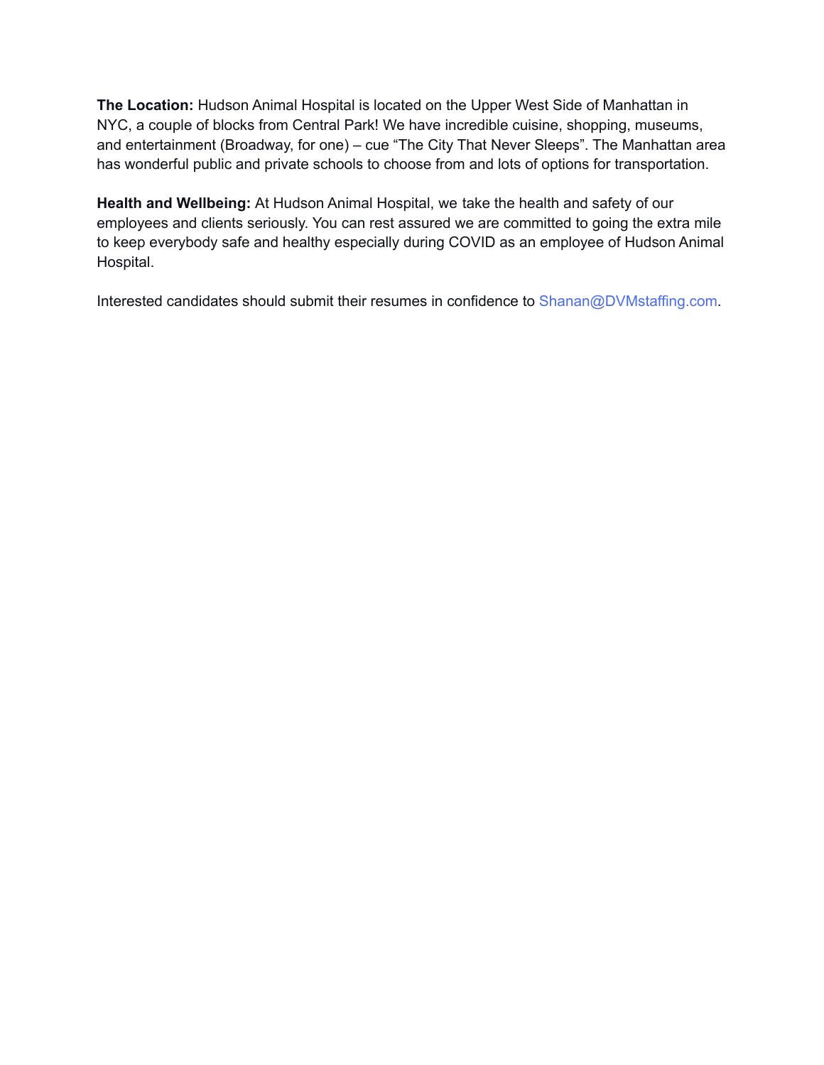**The Location:** Hudson Animal Hospital is located on the Upper West Side of Manhattan in NYC, a couple of blocks from Central Park! We have incredible cuisine, shopping, museums, and entertainment (Broadway, for one) – cue "The City That Never Sleeps". The Manhattan area has wonderful public and private schools to choose from and lots of options for transportation.

**Health and Wellbeing:** At Hudson Animal Hospital, we take the health and safety of our employees and clients seriously. You can rest assured we are committed to going the extra mile to keep everybody safe and healthy especially during COVID as an employee of Hudson Animal Hospital.

Interested candidates should submit their resumes in confidence to Shanan@DVMstaffing.com.